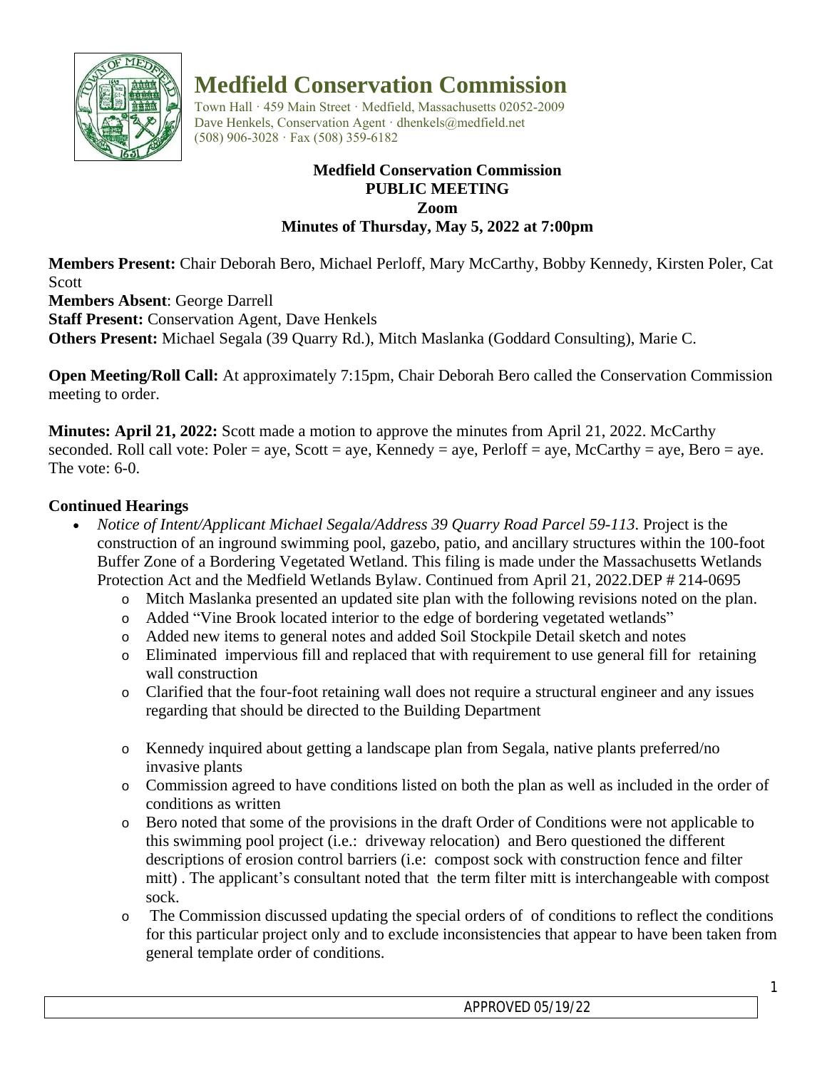# Medfield Conservation Commission

Town Hall · 459 Main Street · Medfield, Massachusetts 02052-2009
Dave Henkels, Conservation Agent · dhenkels@medfield.net
(508) 906-3028 · Fax (508) 359-6182

**Medfield Conservation Commission**
**PUBLIC MEETING**
**Zoom**
**Minutes of Thursday, May 5, 2022 at 7:00pm**

**Members Present:** Chair Deborah Bero, Michael Perloff, Mary McCarthy, Bobby Kennedy, Kirsten Poler, Cat Scott
**Members Absent**: George Darrell
**Staff Present:** Conservation Agent, Dave Henkels
**Others Present:** Michael Segala (39 Quarry Rd.), Mitch Maslanka (Goddard Consulting), Marie C.

**Open Meeting/Roll Call:** At approximately 7:15pm, Chair Deborah Bero called the Conservation Commission meeting to order.

**Minutes: April 21, 2022:** Scott made a motion to approve the minutes from April 21, 2022. McCarthy seconded. Roll call vote: Poler = aye, Scott = aye, Kennedy = aye, Perloff = aye, McCarthy = aye, Bero = aye. The vote: 6-0.

**Continued Hearings**

- *Notice of Intent/Applicant Michael Segala/Address 39 Quarry Road Parcel 59-113*. Project is the construction of an inground swimming pool, gazebo, patio, and ancillary structures within the 100-foot Buffer Zone of a Bordering Vegetated Wetland. This filing is made under the Massachusetts Wetlands Protection Act and the Medfield Wetlands Bylaw. Continued from April 21, 2022.DEP # 214-0695
  - Mitch Maslanka presented an updated site plan with the following revisions noted on the plan.
  - Added "Vine Brook located interior to the edge of bordering vegetated wetlands"
  - Added new items to general notes and added Soil Stockpile Detail sketch and notes
  - Eliminated impervious fill and replaced that with requirement to use general fill for retaining wall construction
  - Clarified that the four-foot retaining wall does not require a structural engineer and any issues regarding that should be directed to the Building Department
  - Kennedy inquired about getting a landscape plan from Segala, native plants preferred/no invasive plants
  - Commission agreed to have conditions listed on both the plan as well as included in the order of conditions as written
  - Bero noted that some of the provisions in the draft Order of Conditions were not applicable to this swimming pool project (i.e.: driveway relocation) and Bero questioned the different descriptions of erosion control barriers (i.e: compost sock with construction fence and filter mitt) . The applicant's consultant noted that the term filter mitt is interchangeable with compost sock.
  - The Commission discussed updating the special orders of of conditions to reflect the conditions for this particular project only and to exclude inconsistencies that appear to have been taken from general template order of conditions.

APPROVED 05/19/22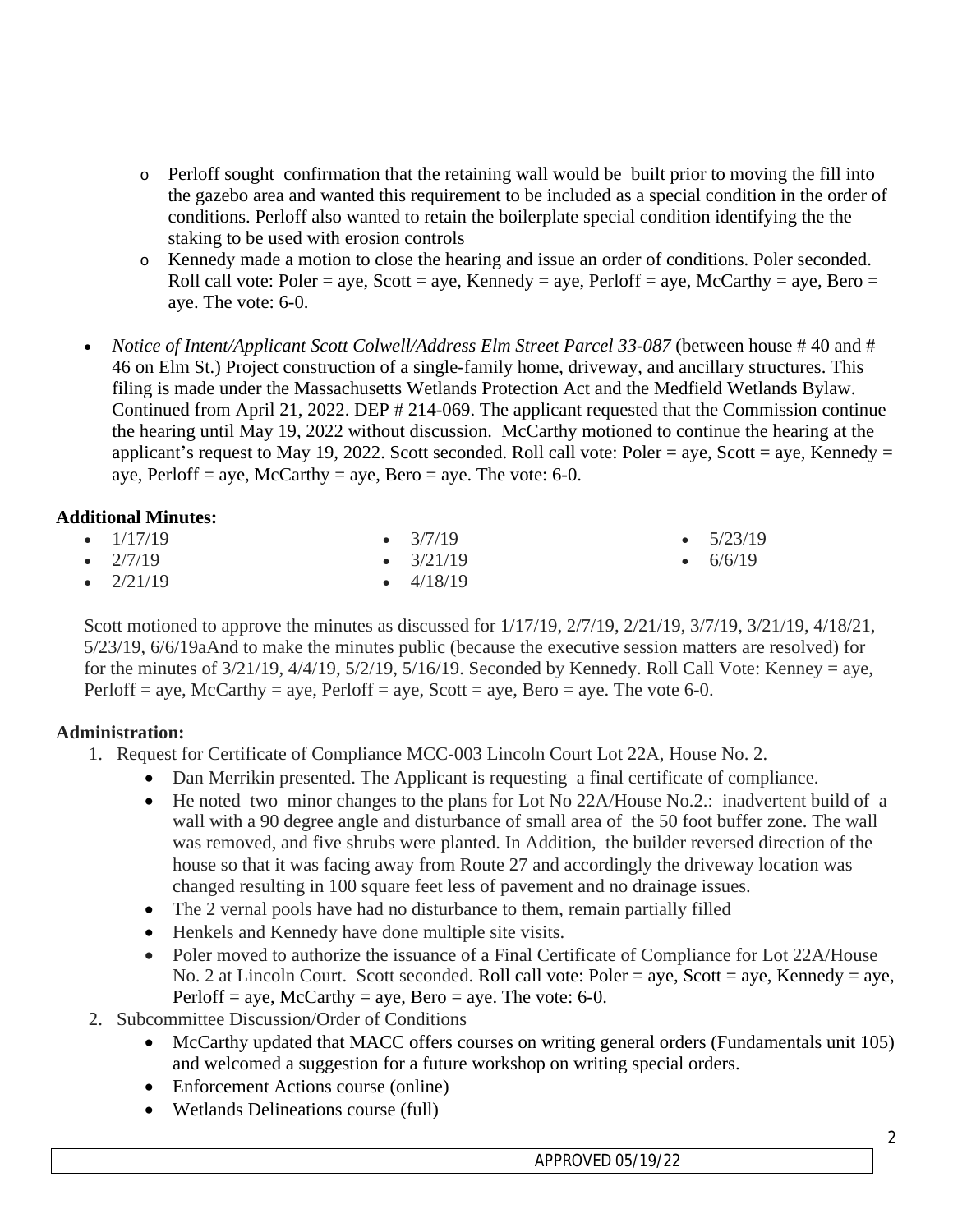- Perloff sought confirmation that the retaining wall would be built prior to moving the fill into the gazebo area and wanted this requirement to be included as a special condition in the order of conditions. Perloff also wanted to retain the boilerplate special condition identifying the the staking to be used with erosion controls
  - Kennedy made a motion to close the hearing and issue an order of conditions. Poler seconded. Roll call vote: Poler = aye, Scott = aye, Kennedy = aye, Perloff = aye, McCarthy = aye, Bero = aye. The vote: 6-0.

- *Notice of Intent/Applicant Scott Colwell/Address Elm Street Parcel 33-087* (between house # 40 and # 46 on Elm St.) Project construction of a single-family home, driveway, and ancillary structures. This filing is made under the Massachusetts Wetlands Protection Act and the Medfield Wetlands Bylaw. Continued from April 21, 2022. DEP # 214-069. The applicant requested that the Commission continue the hearing until May 19, 2022 without discussion. McCarthy motioned to continue the hearing at the applicant's request to May 19, 2022. Scott seconded. Roll call vote: Poler = aye, Scott = aye, Kennedy = aye, Perloff = aye, McCarthy = aye, Bero = aye. The vote: 6-0.

**Additional Minutes:**

- 1/17/19
- 2/7/19
- 2/21/19
- 3/7/19
- 3/21/19
- 4/18/19
- 5/23/19
- 6/6/19

Scott motioned to approve the minutes as discussed for 1/17/19, 2/7/19, 2/21/19, 3/7/19, 3/21/19, 4/18/21, 5/23/19, 6/6/19aAnd to make the minutes public (because the executive session matters are resolved) for for the minutes of 3/21/19, 4/4/19, 5/2/19, 5/16/19. Seconded by Kennedy. Roll Call Vote: Kenney = aye, Perloff = aye, McCarthy = aye, Perloff = aye, Scott = aye, Bero = aye. The vote 6-0.

**Administration:**

1. Request for Certificate of Compliance MCC-003 Lincoln Court Lot 22A, House No. 2.
   - Dan Merrikin presented. The Applicant is requesting a final certificate of compliance.
   - He noted two minor changes to the plans for Lot No 22A/House No.2.: inadvertent build of a wall with a 90 degree angle and disturbance of small area of the 50 foot buffer zone. The wall was removed, and five shrubs were planted. In Addition, the builder reversed direction of the house so that it was facing away from Route 27 and accordingly the driveway location was changed resulting in 100 square feet less of pavement and no drainage issues.
   - The 2 vernal pools have had no disturbance to them, remain partially filled
   - Henkels and Kennedy have done multiple site visits.
   - Poler moved to authorize the issuance of a Final Certificate of Compliance for Lot 22A/House No. 2 at Lincoln Court. Scott seconded. Roll call vote: Poler = aye, Scott = aye, Kennedy = aye, Perloff = aye, McCarthy = aye, Bero = aye. The vote: 6-0.
2. Subcommittee Discussion/Order of Conditions
   - McCarthy updated that MACC offers courses on writing general orders (Fundamentals unit 105) and welcomed a suggestion for a future workshop on writing special orders.
   - Enforcement Actions course (online)
   - Wetlands Delineations course (full)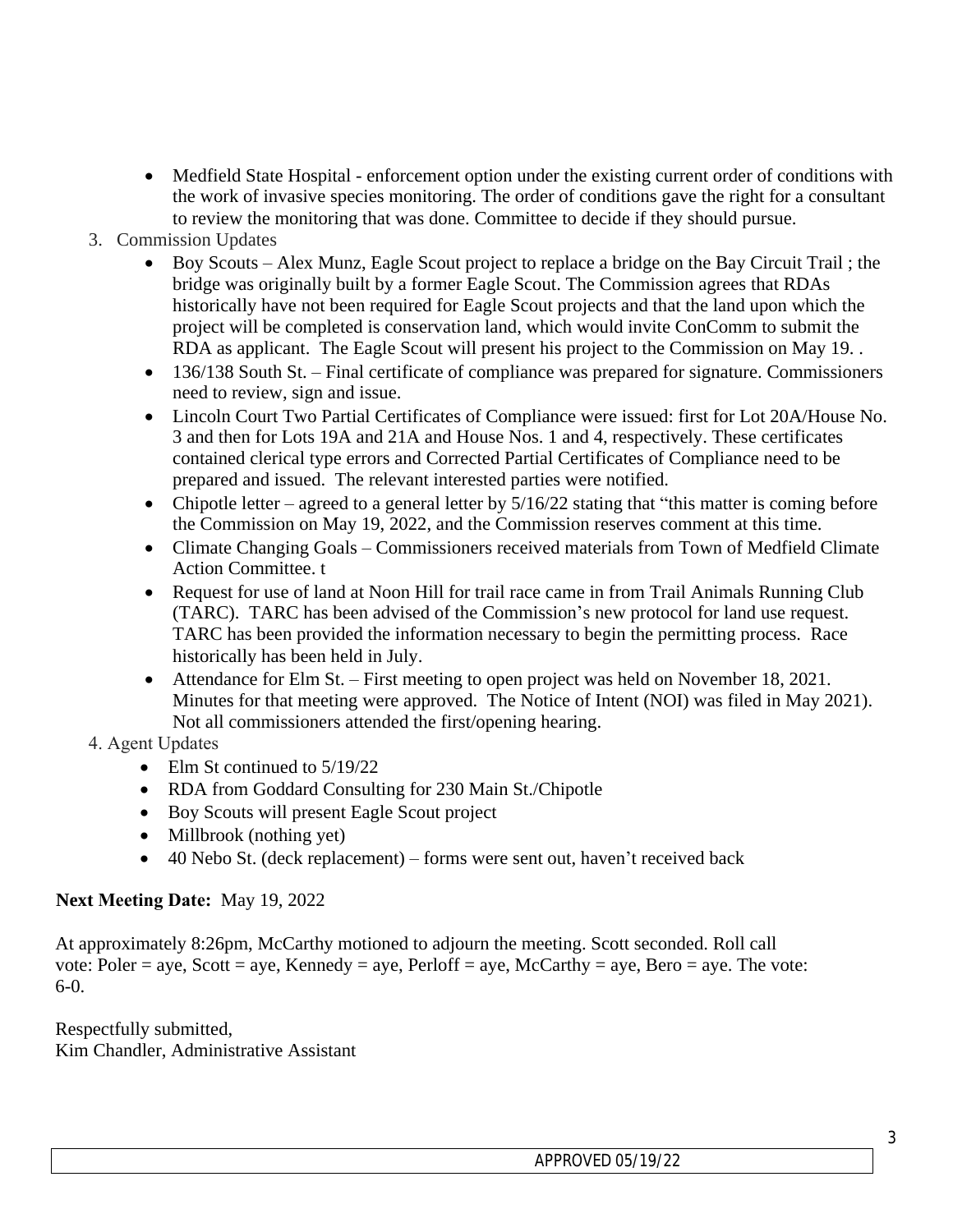- Medfield State Hospital - enforcement option under the existing current order of conditions with the work of invasive species monitoring. The order of conditions gave the right for a consultant to review the monitoring that was done. Committee to decide if they should pursue.

3. Commission Updates
   - Boy Scouts – Alex Munz, Eagle Scout project to replace a bridge on the Bay Circuit Trail ; the bridge was originally built by a former Eagle Scout. The Commission agrees that RDAs historically have not been required for Eagle Scout projects and that the land upon which the project will be completed is conservation land, which would invite ConComm to submit the RDA as applicant. The Eagle Scout will present his project to the Commission on May 19. .
   - 136/138 South St. – Final certificate of compliance was prepared for signature. Commissioners need to review, sign and issue.
   - Lincoln Court Two Partial Certificates of Compliance were issued: first for Lot 20A/House No. 3 and then for Lots 19A and 21A and House Nos. 1 and 4, respectively. These certificates contained clerical type errors and Corrected Partial Certificates of Compliance need to be prepared and issued. The relevant interested parties were notified.
   - Chipotle letter – agreed to a general letter by 5/16/22 stating that "this matter is coming before the Commission on May 19, 2022, and the Commission reserves comment at this time.
   - Climate Changing Goals – Commissioners received materials from Town of Medfield Climate Action Committee. t
   - Request for use of land at Noon Hill for trail race came in from Trail Animals Running Club (TARC). TARC has been advised of the Commission's new protocol for land use request. TARC has been provided the information necessary to begin the permitting process. Race historically has been held in July.
   - Attendance for Elm St. – First meeting to open project was held on November 18, 2021. Minutes for that meeting were approved. The Notice of Intent (NOI) was filed in May 2021). Not all commissioners attended the first/opening hearing.

4. Agent Updates
   - Elm St continued to 5/19/22
   - RDA from Goddard Consulting for 230 Main St./Chipotle
   - Boy Scouts will present Eagle Scout project
   - Millbrook (nothing yet)
   - 40 Nebo St. (deck replacement) – forms were sent out, haven't received back

**Next Meeting Date:** May 19, 2022

At approximately 8:26pm, McCarthy motioned to adjourn the meeting. Scott seconded. Roll call vote: Poler = aye, Scott = aye, Kennedy = aye, Perloff = aye, McCarthy = aye, Bero = aye. The vote: 6-0.

Respectfully submitted,
Kim Chandler, Administrative Assistant

APPROVED 05/19/22